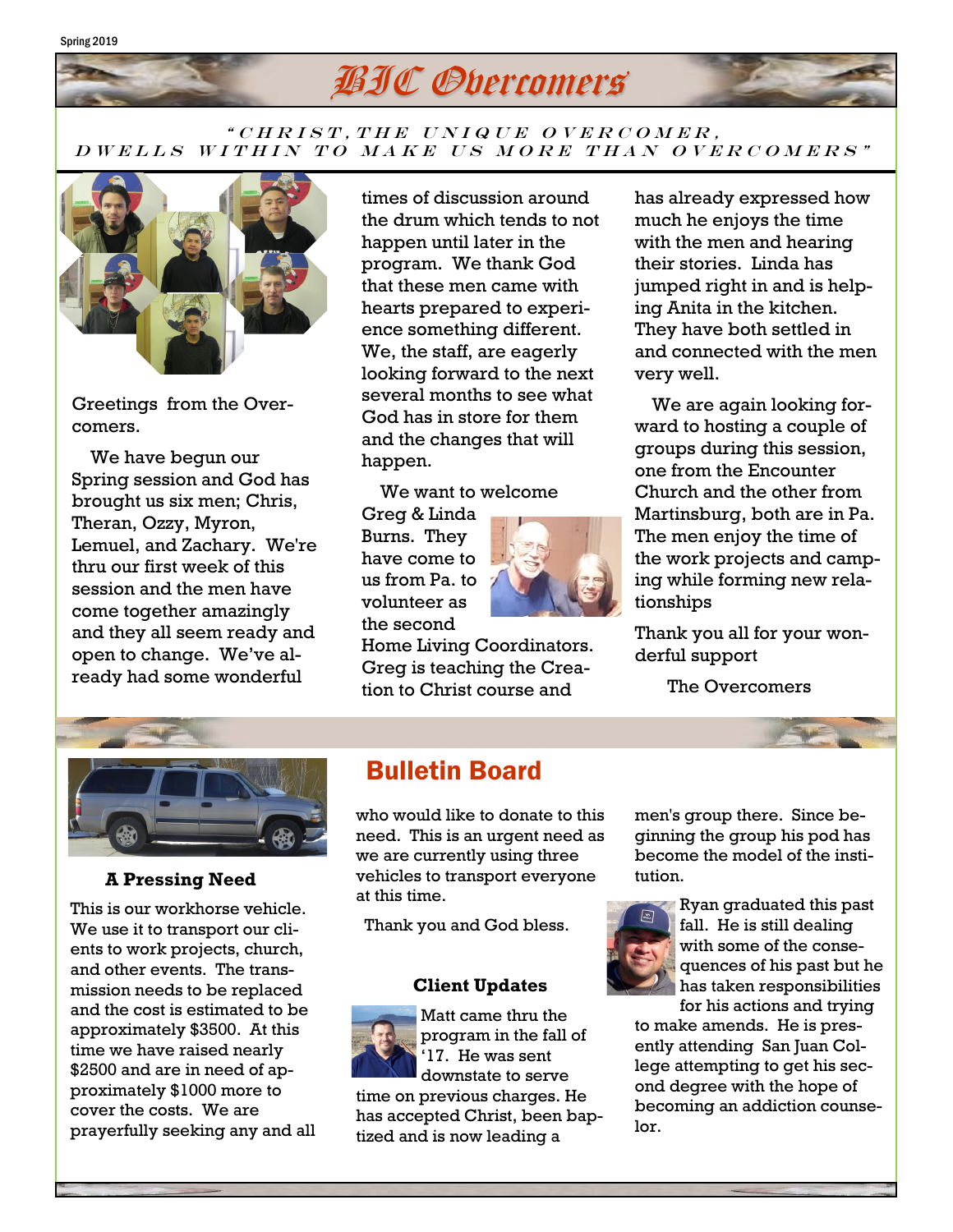# BIC Overcomers

*"CHRIST, THE UNIQUE OVERCOMER, DWELLS WITHIN TO MAKE US MORE THAN OVERCOMERS"*

Greetings from the Overcomers.

We have begun our Spring session and God has brought us six men; Chris, Theran, Ozzy, Myron, Lemuel, and Zachary. We're thru our first week of this session and the men have come together amazingly and they all seem ready and open to change. We've already had some wonderful times of discussion around the drum which tends to not happen until later in the program. We thank God that these men came with hearts prepared to experience something different. We, the staff, are eagerly looking forward to the next several months to see what God has in store for them and the changes that will happen.

We want to welcome Greg & Linda Burns. They have come to us from Pa. to volunteer as the second Home Living Coordinators. Greg is teaching the Creation to Christ course and has already expressed how much he enjoys the time with the men and hearing their stories. Linda has jumped right in and is helping Anita in the kitchen. They have both settled in and connected with the men very well.

We are again looking forward to hosting a couple of groups during this session, one from the Encounter Church and the other from Martinsburg, both are in Pa. The men enjoy the time of the work projects and camping while forming new relationships

Thank you all for your wonderful support

The Overcomers

## Bulletin Board

### A Pressing Need

This is our workhorse vehicle. We use it to transport our clients to work projects, church, and other events. The transmission needs to be replaced and the cost is estimated to be approximately $3500. At this time we have raised nearly $2500 and are in need of approximately $1000 more to cover the costs. We are prayerfully seeking any and all who would like to donate to this need. This is an urgent need as we are currently using three vehicles to transport everyone at this time.

Thank you and God bless.

### Client Updates

Matt came thru the program in the fall of '17. He was sent downstate to serve time on previous charges. He has accepted Christ, been baptized and is now leading a men's group there. Since beginning the group his pod has become the model of the institution.

Ryan graduated this past fall. He is still dealing with some of the consequences of his past but he has taken responsibilities for his actions and trying to make amends. He is presently attending San Juan College attempting to get his second degree with the hope of becoming an addiction counselor.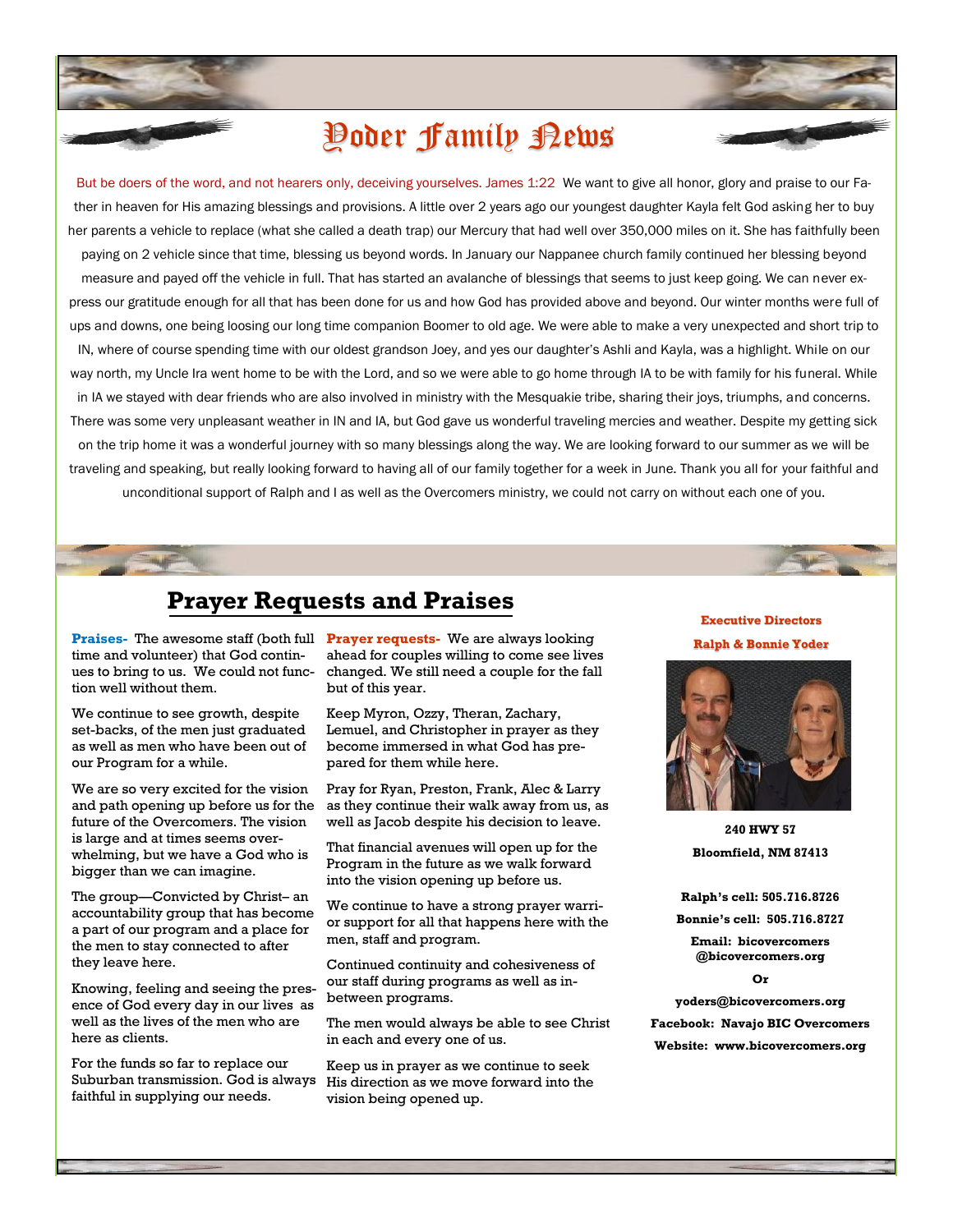# Yoder Family News

But be doers of the word, and not hearers only, deceiving yourselves. James 1:22 We want to give all honor, glory and praise to our Father in heaven for His amazing blessings and provisions. A little over 2 years ago our youngest daughter Kayla felt God asking her to buy her parents a vehicle to replace (what she called a death trap) our Mercury that had well over 350,000 miles on it. She has faithfully been paying on 2 vehicle since that time, blessing us beyond words. In January our Nappanee church family continued her blessing beyond measure and payed off the vehicle in full. That has started an avalanche of blessings that seems to just keep going. We can never express our gratitude enough for all that has been done for us and how God has provided above and beyond. Our winter months were full of ups and downs, one being loosing our long time companion Boomer to old age. We were able to make a very unexpected and short trip to IN, where of course spending time with our oldest grandson Joey, and yes our daughter's Ashli and Kayla, was a highlight. While on our way north, my Uncle Ira went home to be with the Lord, and so we were able to go home through IA to be with family for his funeral. While in IA we stayed with dear friends who are also involved in ministry with the Mesquakie tribe, sharing their joys, triumphs, and concerns. There was some very unpleasant weather in IN and IA, but God gave us wonderful traveling mercies and weather. Despite my getting sick on the trip home it was a wonderful journey with so many blessings along the way. We are looking forward to our summer as we will be traveling and speaking, but really looking forward to having all of our family together for a week in June. Thank you all for your faithful and unconditional support of Ralph and I as well as the Overcomers ministry, we could not carry on without each one of you.

## Prayer Requests and Praises

**Praises-** The awesome staff (both full time and volunteer) that God continues to bring to us. We could not function well without them.

We continue to see growth, despite set-backs, of the men just graduated as well as men who have been out of our Program for a while.

We are so very excited for the vision and path opening up before us for the future of the Overcomers. The vision is large and at times seems overwhelming, but we have a God who is bigger than we can imagine.

The group—Convicted by Christ– an accountability group that has become a part of our program and a place for the men to stay connected to after they leave here.

Knowing, feeling and seeing the presence of God every day in our lives as well as the lives of the men who are here as clients.

For the funds so far to replace our Suburban transmission. God is always faithful in supplying our needs.

**Prayer requests-** We are always looking ahead for couples willing to come see lives changed. We still need a couple for the fall but of this year.

Keep Myron, Ozzy, Theran, Zachary, Lemuel, and Christopher in prayer as they become immersed in what God has prepared for them while here.

Pray for Ryan, Preston, Frank, Alec & Larry as they continue their walk away from us, as well as Jacob despite his decision to leave.

That financial avenues will open up for the Program in the future as we walk forward into the vision opening up before us.

We continue to have a strong prayer warrior or support for all that happens here with the men, staff and program.

Continued continuity and cohesiveness of our staff during programs as well as in-between programs.

The men would always be able to see Christ in each and every one of us.

Keep us in prayer as we continue to seek His direction as we move forward into the vision being opened up.

**Executive Directors**

**Ralph & Bonnie Yoder**

**240 HWY 57**

**Bloomfield, NM 87413**

**Ralph's cell: 505.716.8726**

**Bonnie's cell: 505.716.8727**

**Email: bicovercomers@bicovercomers.org**

**Or**

**yoders@bicovercomers.org**

**Facebook: Navajo BIC Overcomers**

**Website: www.bicovercomers.org**